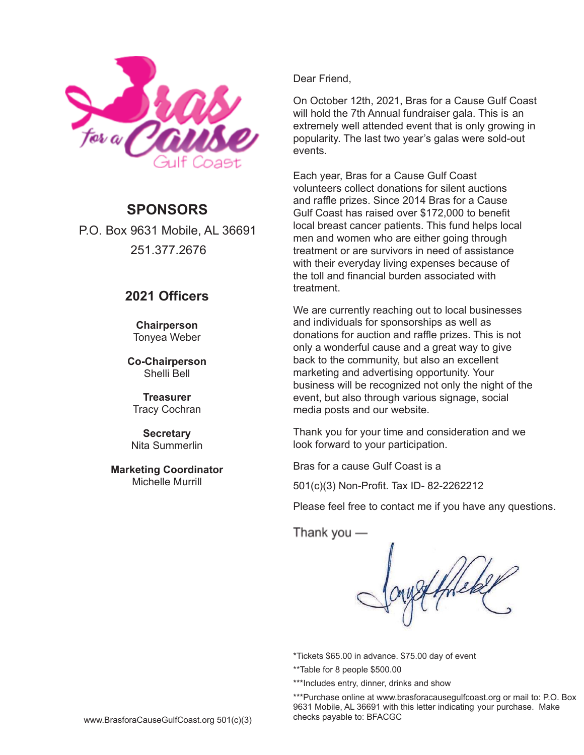## SPONSORS

P.O. Box 9631 Mobile, AL 36691

251.377.2676

### 2021 Officers

**Chairperson**
Tonyea Weber

**Co-Chairperson**
Shelli Bell

**Treasurer**
Tracy Cochran

**Secretary**
Nita Summerlin

**Marketing Coordinator**
Michelle Murrill

Dear Friend,

On October 12th, 2021, Bras for a Cause Gulf Coast will hold the 7th Annual fundraiser gala. This is an extremely well attended event that is only growing in popularity. The last two year's galas were sold-out events.

Each year, Bras for a Cause Gulf Coast volunteers collect donations for silent auctions and raffle prizes. Since 2014 Bras for a Cause Gulf Coast has raised over $172,000 to benefit local breast cancer patients. This fund helps local men and women who are either going through treatment or are survivors in need of assistance with their everyday living expenses because of the toll and financial burden associated with treatment.

We are currently reaching out to local businesses and individuals for sponsorships as well as donations for auction and raffle prizes. This is not only a wonderful cause and a great way to give back to the community, but also an excellent marketing and advertising opportunity. Your business will be recognized not only the night of the event, but also through various signage, social media posts and our website.

Thank you for your time and consideration and we look forward to your participation.

Bras for a cause Gulf Coast is a

501(c)(3) Non-Profit. Tax ID- 82-2262212

Please feel free to contact me if you have any questions.

Thank you —

*Tickets $65.00 in advance. $75.00 day of event

**Table for 8 people $500.00

***Includes entry, dinner, drinks and show

***Purchase online at www.brasforacausegulfcoast.org or mail to: P.O. Box 9631 Mobile, AL 36691 with this letter indicating your purchase. Make checks payable to: BFACGC

www.BrasforaCauseGulfCoast.org 501(c)(3)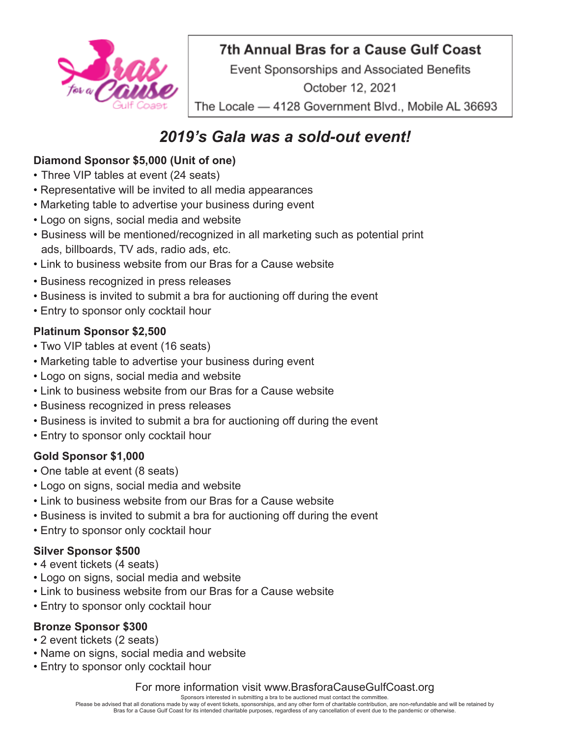# 7th Annual Bras for a Cause Gulf Coast

Event Sponsorships and Associated Benefits

October 12, 2021

The Locale — 4128 Government Blvd., Mobile AL 36693

## *2019's Gala was a sold-out event!*

**Diamond Sponsor $5,000 (Unit of one)**

- Three VIP tables at event (24 seats)
- Representative will be invited to all media appearances
- Marketing table to advertise your business during event
- Logo on signs, social media and website
- Business will be mentioned/recognized in all marketing such as potential print ads, billboards, TV ads, radio ads, etc.
- Link to business website from our Bras for a Cause website
- Business recognized in press releases
- Business is invited to submit a bra for auctioning off during the event
- Entry to sponsor only cocktail hour

**Platinum Sponsor $2,500**

- Two VIP tables at event (16 seats)
- Marketing table to advertise your business during event
- Logo on signs, social media and website
- Link to business website from our Bras for a Cause website
- Business recognized in press releases
- Business is invited to submit a bra for auctioning off during the event
- Entry to sponsor only cocktail hour

**Gold Sponsor $1,000**

- One table at event (8 seats)
- Logo on signs, social media and website
- Link to business website from our Bras for a Cause website
- Business is invited to submit a bra for auctioning off during the event
- Entry to sponsor only cocktail hour

**Silver Sponsor $500**

- 4 event tickets (4 seats)
- Logo on signs, social media and website
- Link to business website from our Bras for a Cause website
- Entry to sponsor only cocktail hour

**Bronze Sponsor $300**

- 2 event tickets (2 seats)
- Name on signs, social media and website
- Entry to sponsor only cocktail hour

For more information visit www.BrasforaCauseGulfCoast.org

Sponsors interested in submitting a bra to be auctioned must contact the committee.

Please be advised that all donations made by way of event tickets, sponsorships, and any other form of charitable contribution, are non-refundable and will be retained by Bras for a Cause Gulf Coast for its intended charitable purposes, regardless of any cancellation of event due to the pandemic or otherwise.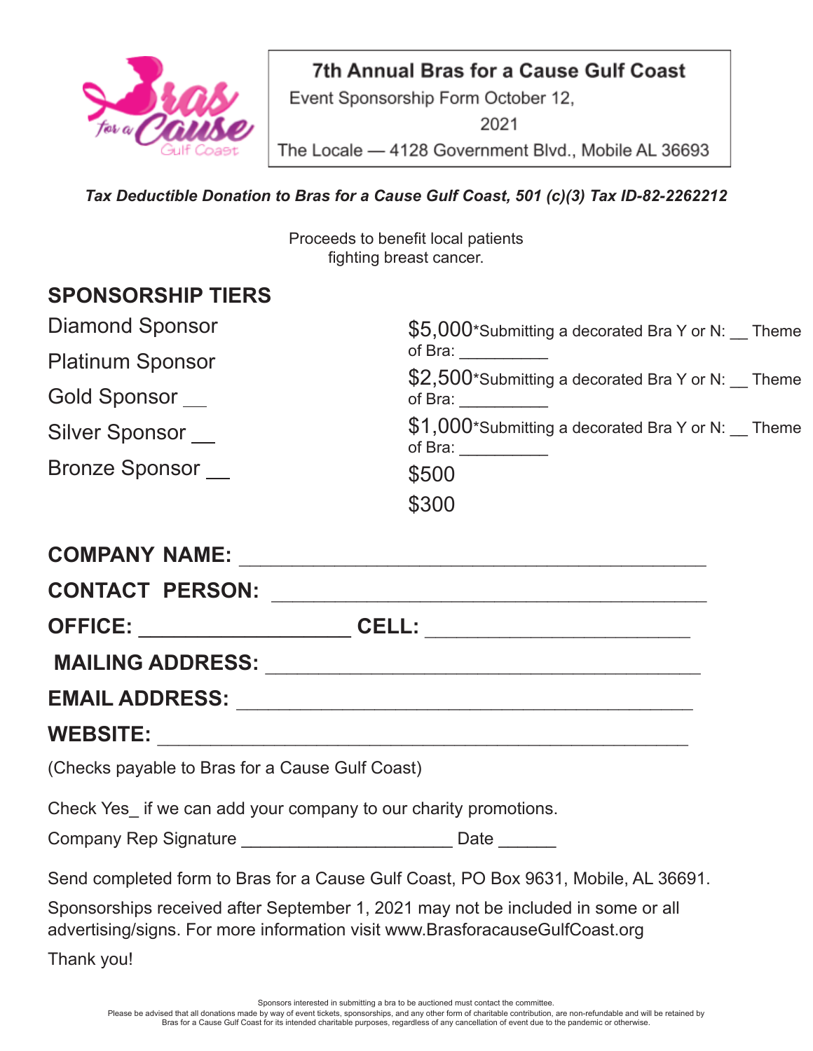**7th Annual Bras for a Cause Gulf Coast**

Event Sponsorship Form October 12, 2021

The Locale — 4128 Government Blvd., Mobile AL 36693

***Tax Deductible Donation to Bras for a Cause Gulf Coast, 501 (c)(3) Tax ID-82-2262212***

Proceeds to benefit local patients fighting breast cancer.

## SPONSORSHIP TIERS

| | |
|---|---|
| Diamond Sponsor | $5,000*Submitting a decorated Bra Y or N: __ Theme of Bra: _________ |
| Platinum Sponsor | $2,500*Submitting a decorated Bra Y or N: __ Theme of Bra: _________ |
| Gold Sponsor __ | $1,000*Submitting a decorated Bra Y or N: __ Theme of Bra: _________ |
| Silver Sponsor __ | $500 |
| Bronze Sponsor __ | $300 |

**COMPANY NAME:** ________________________________________

**CONTACT PERSON:** ______________________________________

**OFFICE:** _________________ **CELL:** ______________________

**MAILING ADDRESS:** _____________________________________

**EMAIL ADDRESS:** _______________________________________

**WEBSITE:** _____________________________________________

(Checks payable to Bras for a Cause Gulf Coast)

Check Yes_ if we can add your company to our charity promotions.

Company Rep Signature _____________________ Date ______

Send completed form to Bras for a Cause Gulf Coast, PO Box 9631, Mobile, AL 36691.

Sponsorships received after September 1, 2021 may not be included in some or all advertising/signs. For more information visit www.BrasforacauseGulfCoast.org

Thank you!

Sponsors interested in submitting a bra to be auctioned must contact the committee.

Please be advised that all donations made by way of event tickets, sponsorships, and any other form of charitable contribution, are non-refundable and will be retained by Bras for a Cause Gulf Coast for its intended charitable purposes, regardless of any cancellation of event due to the pandemic or otherwise.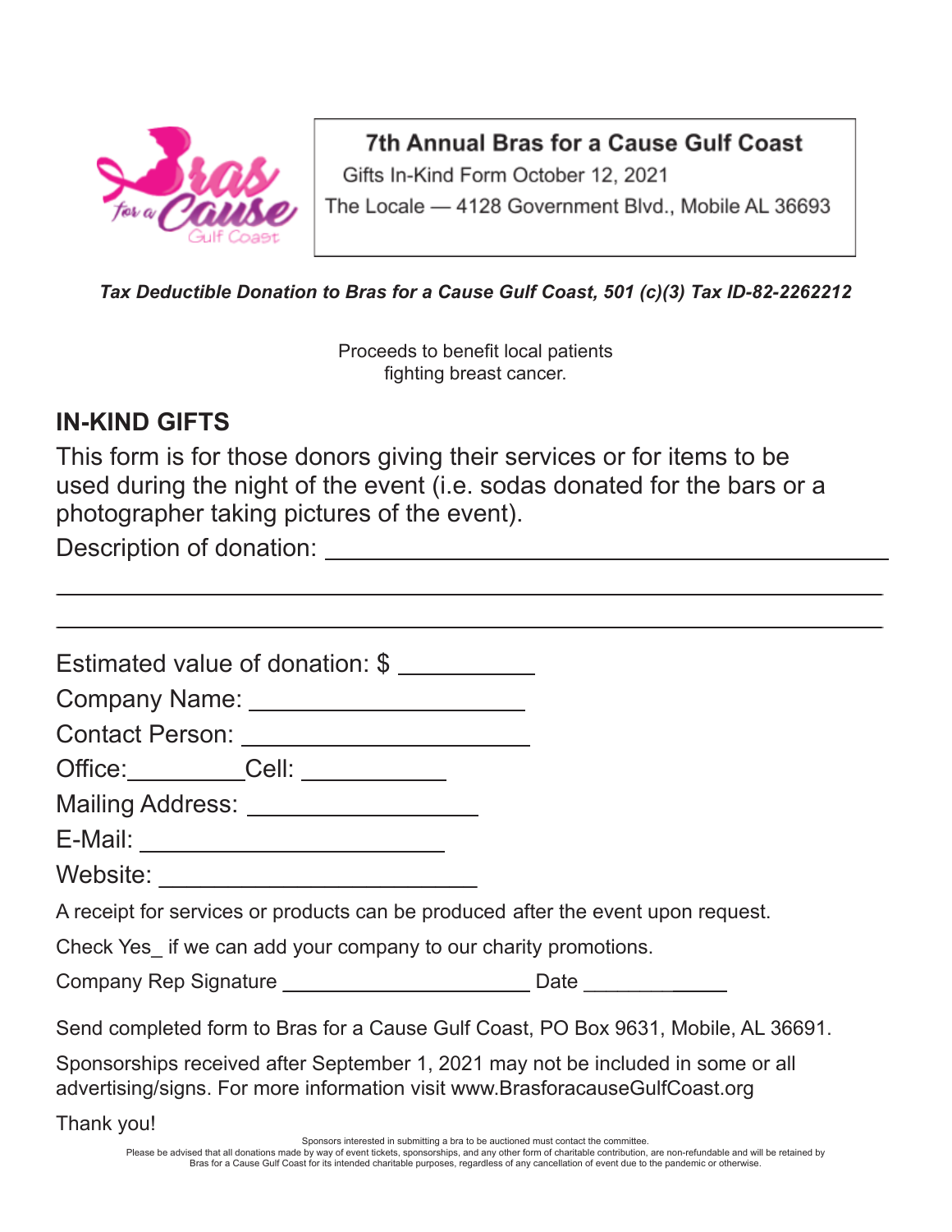**7th Annual Bras for a Cause Gulf Coast**

Gifts In-Kind Form October 12, 2021

The Locale — 4128 Government Blvd., Mobile AL 36693

***Tax Deductible Donation to Bras for a Cause Gulf Coast, 501 (c)(3) Tax ID-82-2262212***

Proceeds to benefit local patients
fighting breast cancer.

## IN-KIND GIFTS

This form is for those donors giving their services or for items to be used during the night of the event (i.e. sodas donated for the bars or a photographer taking pictures of the event).

Description of donation: ______________________________________

______________________________________________________________

______________________________________________________________

Estimated value of donation: $ __________

Company Name: ____________________

Contact Person: ____________________

Office:_________Cell: ___________

Mailing Address: _________________

E-Mail: ______________________

Website: _______________________

A receipt for services or products can be produced after the event upon request.

Check Yes_ if we can add your company to our charity promotions.

Company Rep Signature _____________________ Date ___________

Send completed form to Bras for a Cause Gulf Coast, PO Box 9631, Mobile, AL 36691.

Sponsorships received after September 1, 2021 may not be included in some or all advertising/signs. For more information visit www.BrasforacauseGulfCoast.org

Thank you!

Sponsors interested in submitting a bra to be auctioned must contact the committee.
Please be advised that all donations made by way of event tickets, sponsorships, and any other form of charitable contribution, are non-refundable and will be retained by Bras for a Cause Gulf Coast for its intended charitable purposes, regardless of any cancellation of event due to the pandemic or otherwise.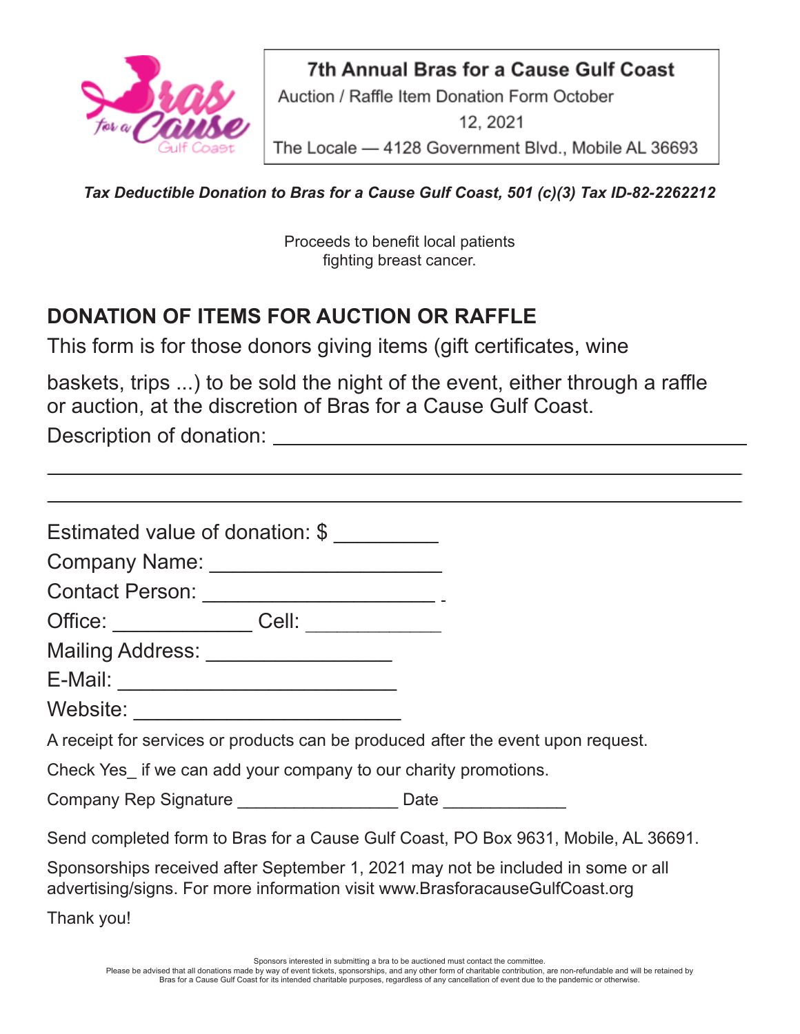**7th Annual Bras for a Cause Gulf Coast**

Auction / Raffle Item Donation Form October 12, 2021

The Locale — 4128 Government Blvd., Mobile AL 36693

***Tax Deductible Donation to Bras for a Cause Gulf Coast, 501 (c)(3) Tax ID-82-2262212***

Proceeds to benefit local patients fighting breast cancer.

## DONATION OF ITEMS FOR AUCTION OR RAFFLE

This form is for those donors giving items (gift certificates, wine baskets, trips ...) to be sold the night of the event, either through a raffle or auction, at the discretion of Bras for a Cause Gulf Coast.

Description of donation: ________________________________________

________________________________________________________________

________________________________________________________________

Estimated value of donation: $ _________

Company Name: ____________________

Contact Person: ____________________

Office: ____________ Cell: ____________

Mailing Address: ________________

E-Mail: ________________________

Website: _______________________

A receipt for services or products can be produced after the event upon request.

Check Yes_ if we can add your company to our charity promotions.

Company Rep Signature ________________ Date ____________

Send completed form to Bras for a Cause Gulf Coast, PO Box 9631, Mobile, AL 36691.

Sponsorships received after September 1, 2021 may not be included in some or all advertising/signs. For more information visit www.BrasforacauseGulfCoast.org

Thank you!

Sponsors interested in submitting a bra to be auctioned must contact the committee.

Please be advised that all donations made by way of event tickets, sponsorships, and any other form of charitable contribution, are non-refundable and will be retained by Bras for a Cause Gulf Coast for its intended charitable purposes, regardless of any cancellation of event due to the pandemic or otherwise.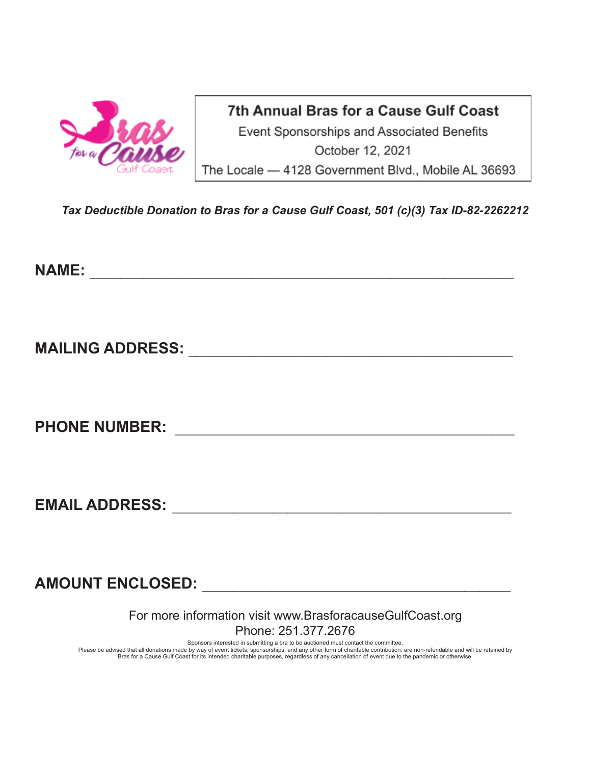## 7th Annual Bras for a Cause Gulf Coast

Event Sponsorships and Associated Benefits

October 12, 2021

The Locale — 4128 Government Blvd., Mobile AL 36693

***Tax Deductible Donation to Bras for a Cause Gulf Coast, 501 (c)(3) Tax ID-82-2262212***

**NAME:** ____________________________________________

**MAILING ADDRESS:** __________________________________

**PHONE NUMBER:** ____________________________________

**EMAIL ADDRESS:** ____________________________________

**AMOUNT ENCLOSED:** _________________________________

For more information visit www.BrasforacauseGulfCoast.org
Phone: 251.377.2676

Sponsors interested in submitting a bra to be auctioned must contact the committee.
Please be advised that all donations made by way of event tickets, sponsorships, and any other form of charitable contribution, are non-refundable and will be retained by Bras for a Cause Gulf Coast for its intended charitable purposes, regardless of any cancellation of event due to the pandemic or otherwise.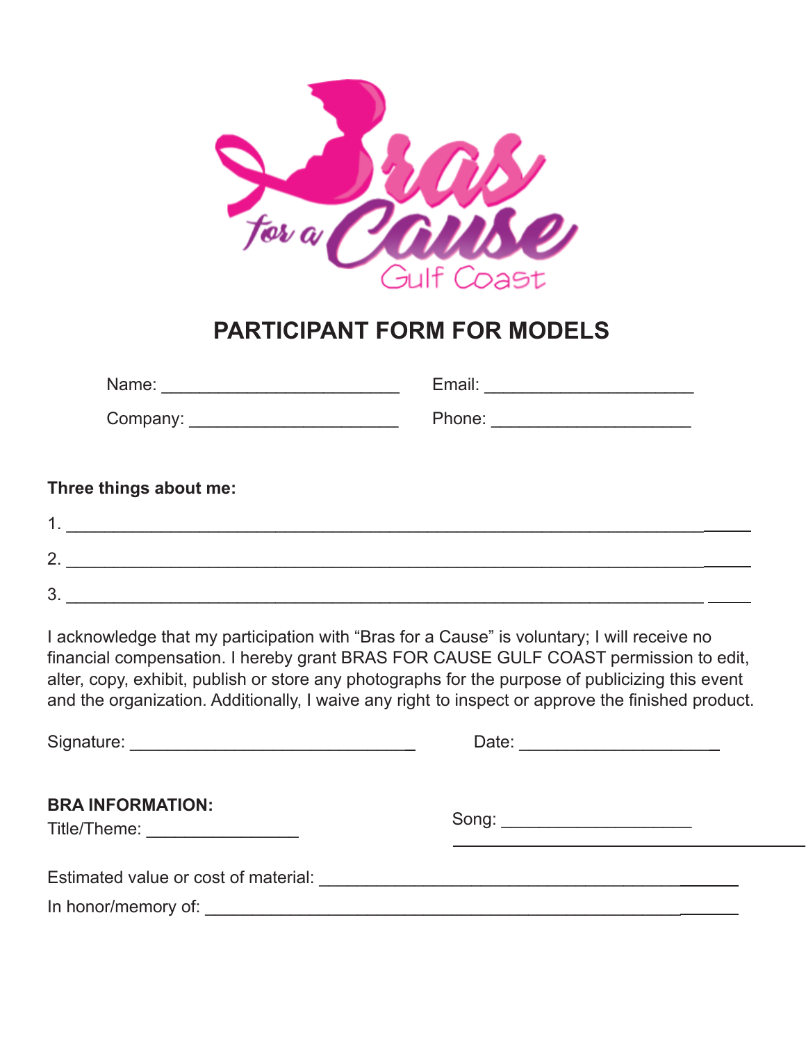Bras for a Cause Gulf Coast

# PARTICIPANT FORM FOR MODELS

Name: ________________________ Email: ______________________

Company: ______________________ Phone: _____________________

**Three things about me:**

1. ____________________________________________________________________

2. ____________________________________________________________________

3. ____________________________________________________________________

I acknowledge that my participation with "Bras for a Cause" is voluntary; I will receive no financial compensation. I hereby grant BRAS FOR CAUSE GULF COAST permission to edit, alter, copy, exhibit, publish or store any photographs for the purpose of publicizing this event and the organization. Additionally, I waive any right to inspect or approve the finished product.

Signature: ______________________________ Date: _____________________

**BRA INFORMATION:**

Title/Theme: ________________ Song: ____________________

____________________________________

Estimated value or cost of material: ____________________________________________

In honor/memory of: ____________________________________________________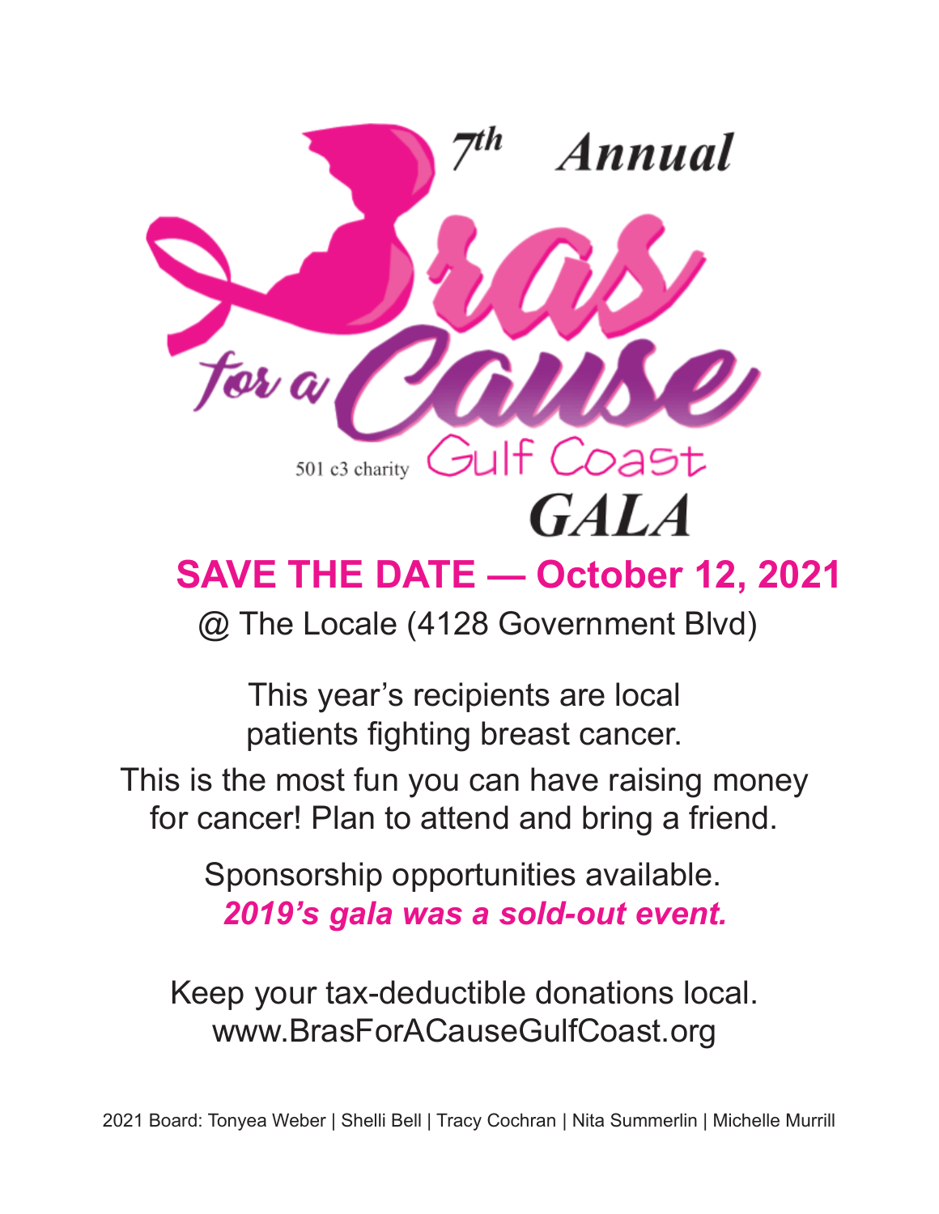# 7th Annual Bras for a Cause Gulf Coast GALA

501 c3 charity

## SAVE THE DATE — October 12, 2021

@ The Locale (4128 Government Blvd)

This year's recipients are local patients fighting breast cancer.

This is the most fun you can have raising money for cancer! Plan to attend and bring a friend.

Sponsorship opportunities available.

***2019's gala was a sold-out event.***

Keep your tax-deductible donations local.
www.BrasForACauseGulfCoast.org

2021 Board: Tonyea Weber | Shelli Bell | Tracy Cochran | Nita Summerlin | Michelle Murrill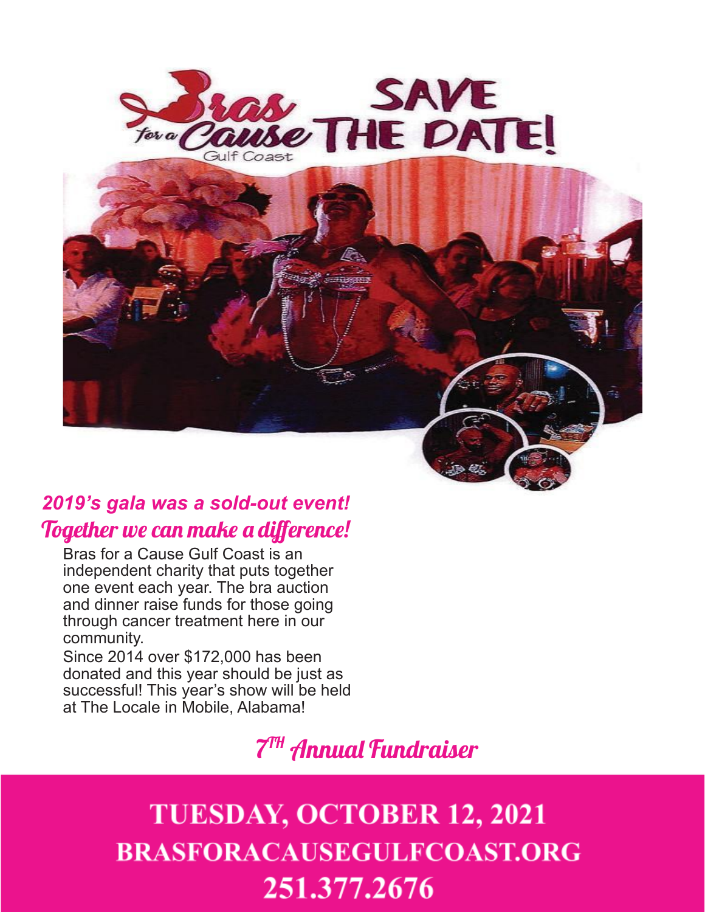# Bras for a Cause Gulf Coast — SAVE THE DATE!

***2019's gala was a sold-out event!***

## Together we can make a difference!

Bras for a Cause Gulf Coast is an independent charity that puts together one event each year. The bra auction and dinner raise funds for those going through cancer treatment here in our community.

Since 2014 over $172,000 has been donated and this year should be just as successful! This year's show will be held at The Locale in Mobile, Alabama!

## 7TH Annual Fundraiser

**TUESDAY, OCTOBER 12, 2021**

**BRASFORACAUSEGULFCOAST.ORG**

**251.377.2676**